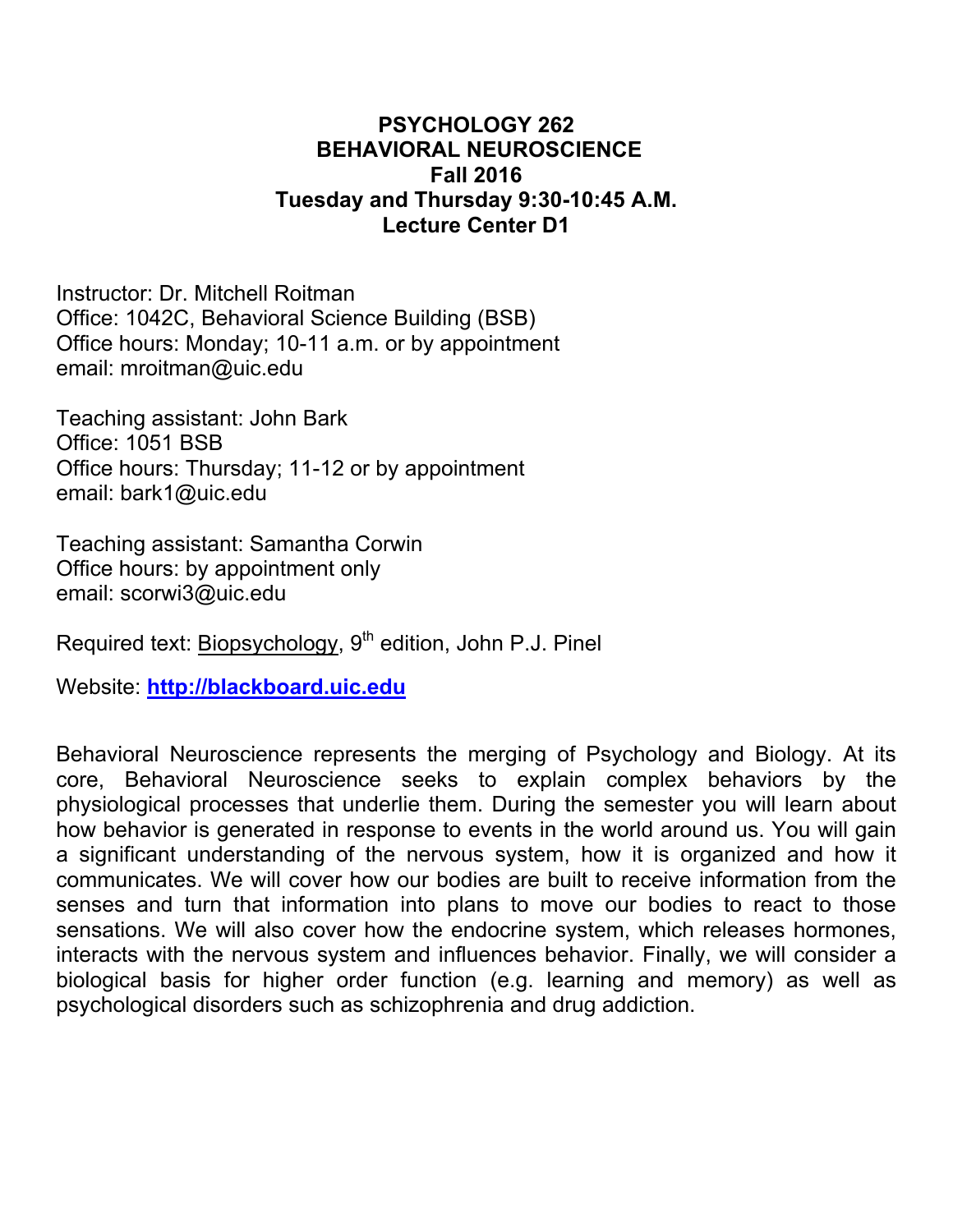# PSYCHOLOGY 262
## BEHAVIORAL NEUROSCIENCE
### Fall 2016
### Tuesday and Thursday 9:30-10:45 A.M.
### Lecture Center D1

Instructor: Dr. Mitchell Roitman
Office: 1042C, Behavioral Science Building (BSB)
Office hours: Monday; 10-11 a.m. or by appointment
email: mroitman@uic.edu

Teaching assistant: John Bark
Office: 1051 BSB
Office hours: Thursday; 11-12 or by appointment
email: bark1@uic.edu

Teaching assistant: Samantha Corwin
Office hours: by appointment only
email: scorwi3@uic.edu

Required text: Biopsychology, 9th edition, John P.J. Pinel

Website: **http://blackboard.uic.edu**

Behavioral Neuroscience represents the merging of Psychology and Biology. At its core, Behavioral Neuroscience seeks to explain complex behaviors by the physiological processes that underlie them. During the semester you will learn about how behavior is generated in response to events in the world around us. You will gain a significant understanding of the nervous system, how it is organized and how it communicates. We will cover how our bodies are built to receive information from the senses and turn that information into plans to move our bodies to react to those sensations. We will also cover how the endocrine system, which releases hormones, interacts with the nervous system and influences behavior. Finally, we will consider a biological basis for higher order function (e.g. learning and memory) as well as psychological disorders such as schizophrenia and drug addiction.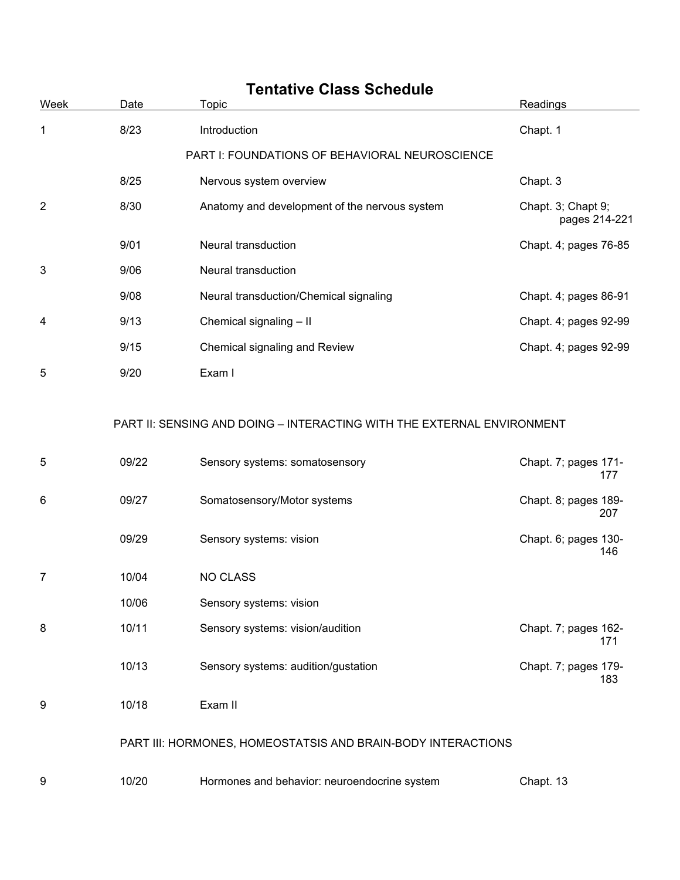# Tentative Class Schedule

| Week | Date | Topic | Readings |
|---|---|---|---|
| 1 | 8/23 | Introduction | Chapt. 1 |
| | | PART I: FOUNDATIONS OF BEHAVIORAL NEUROSCIENCE | |
| | 8/25 | Nervous system overview | Chapt. 3 |
| 2 | 8/30 | Anatomy and development of the nervous system | Chapt. 3; Chapt 9; pages 214-221 |
| | 9/01 | Neural transduction | Chapt. 4; pages 76-85 |
| 3 | 9/06 | Neural transduction | |
| | 9/08 | Neural transduction/Chemical signaling | Chapt. 4; pages 86-91 |
| 4 | 9/13 | Chemical signaling – II | Chapt. 4; pages 92-99 |
| | 9/15 | Chemical signaling and Review | Chapt. 4; pages 92-99 |
| 5 | 9/20 | Exam I | |
| | | PART II: SENSING AND DOING – INTERACTING WITH THE EXTERNAL ENVIRONMENT | |
| 5 | 09/22 | Sensory systems: somatosensory | Chapt. 7; pages 171-177 |
| 6 | 09/27 | Somatosensory/Motor systems | Chapt. 8; pages 189-207 |
| | 09/29 | Sensory systems: vision | Chapt. 6; pages 130-146 |
| 7 | 10/04 | NO CLASS | |
| | 10/06 | Sensory systems: vision | |
| 8 | 10/11 | Sensory systems: vision/audition | Chapt. 7; pages 162-171 |
| | 10/13 | Sensory systems: audition/gustation | Chapt. 7; pages 179-183 |
| 9 | 10/18 | Exam II | |
| | | PART III: HORMONES, HOMEOSTATSIS AND BRAIN-BODY INTERACTIONS | |
| 9 | 10/20 | Hormones and behavior: neuroendocrine system | Chapt. 13 |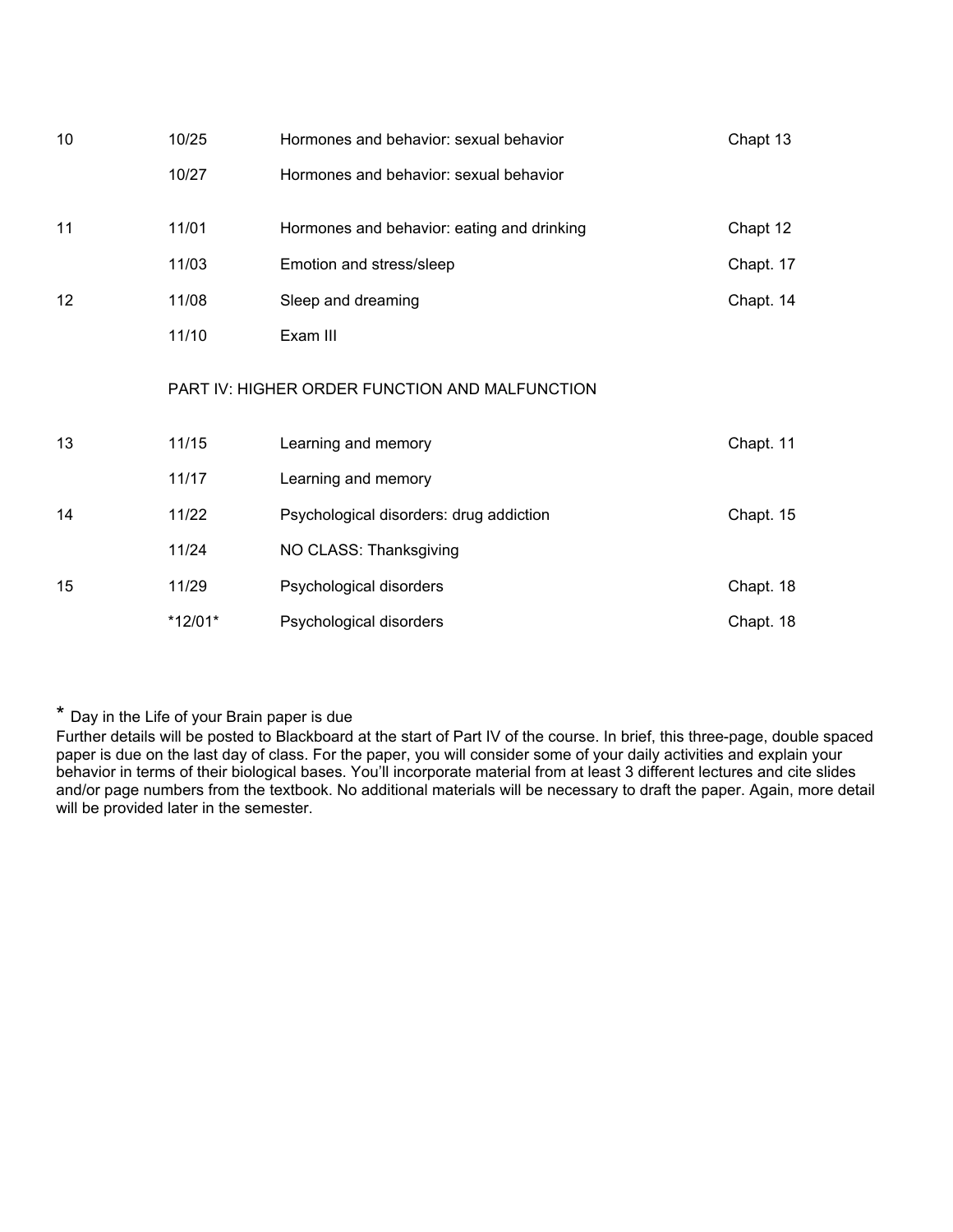| | | | |
|---|---|---|---|
| 10 | 10/25 | Hormones and behavior: sexual behavior | Chapt 13 |
| | 10/27 | Hormones and behavior: sexual behavior | |
| 11 | 11/01 | Hormones and behavior: eating and drinking | Chapt 12 |
| | 11/03 | Emotion and stress/sleep | Chapt. 17 |
| 12 | 11/08 | Sleep and dreaming | Chapt. 14 |
| | 11/10 | Exam III | |
| | PART IV: HIGHER ORDER FUNCTION AND MALFUNCTION | | |
| 13 | 11/15 | Learning and memory | Chapt. 11 |
| | 11/17 | Learning and memory | |
| 14 | 11/22 | Psychological disorders: drug addiction | Chapt. 15 |
| | 11/24 | NO CLASS: Thanksgiving | |
| 15 | 11/29 | Psychological disorders | Chapt. 18 |
| | *12/01* | Psychological disorders | Chapt. 18 |

\* Day in the Life of your Brain paper is due

Further details will be posted to Blackboard at the start of Part IV of the course. In brief, this three-page, double spaced paper is due on the last day of class. For the paper, you will consider some of your daily activities and explain your behavior in terms of their biological bases. You'll incorporate material from at least 3 different lectures and cite slides and/or page numbers from the textbook. No additional materials will be necessary to draft the paper. Again, more detail will be provided later in the semester.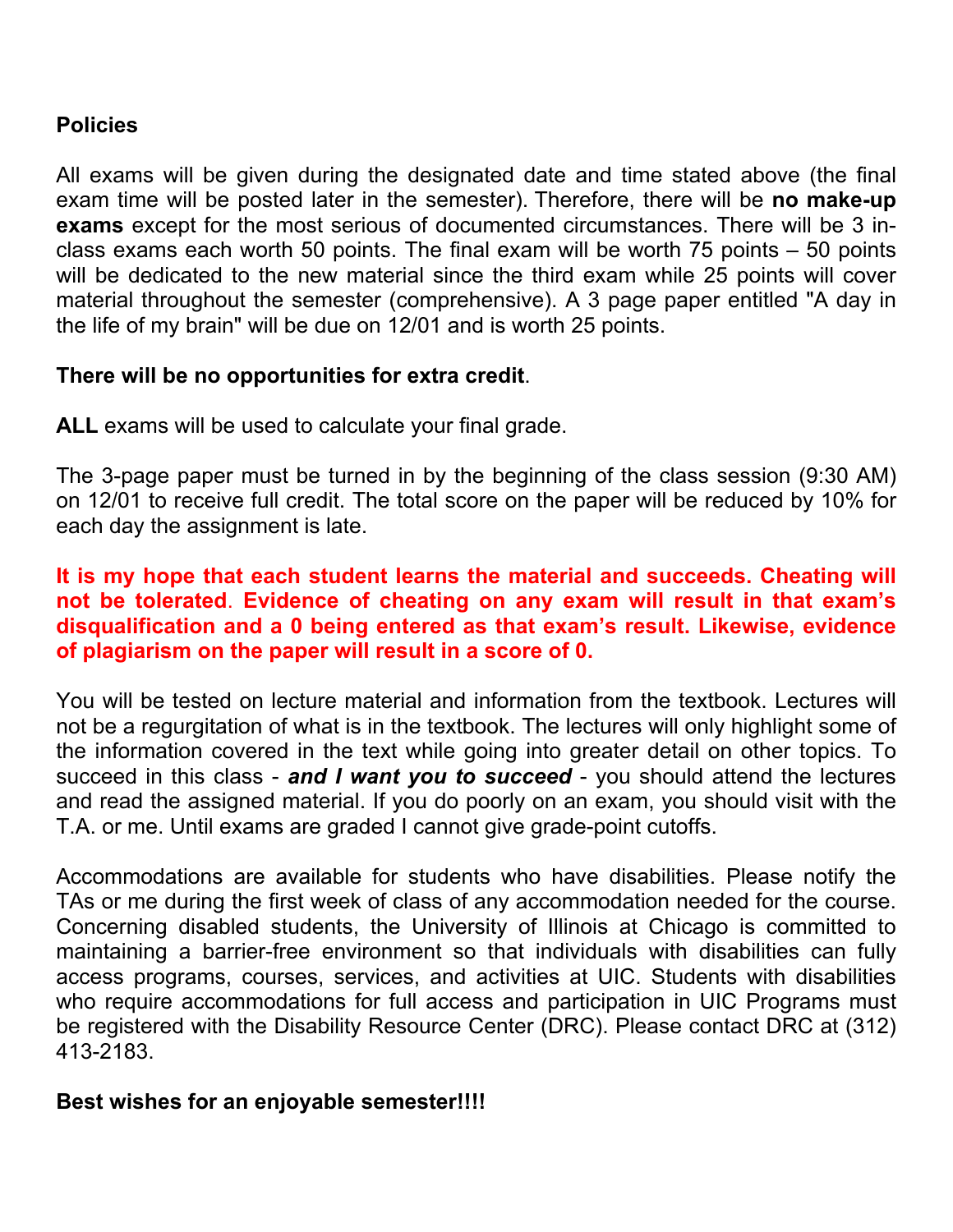**Policies**

All exams will be given during the designated date and time stated above (the final exam time will be posted later in the semester). Therefore, there will be **no make-up exams** except for the most serious of documented circumstances. There will be 3 in-class exams each worth 50 points. The final exam will be worth 75 points – 50 points will be dedicated to the new material since the third exam while 25 points will cover material throughout the semester (comprehensive). A 3 page paper entitled "A day in the life of my brain" will be due on 12/01 and is worth 25 points.

**There will be no opportunities for extra credit**.

**ALL** exams will be used to calculate your final grade.

The 3-page paper must be turned in by the beginning of the class session (9:30 AM) on 12/01 to receive full credit. The total score on the paper will be reduced by 10% for each day the assignment is late.

**It is my hope that each student learns the material and succeeds. Cheating will not be tolerated. Evidence of cheating on any exam will result in that exam's disqualification and a 0 being entered as that exam's result. Likewise, evidence of plagiarism on the paper will result in a score of 0.**

You will be tested on lecture material and information from the textbook. Lectures will not be a regurgitation of what is in the textbook. The lectures will only highlight some of the information covered in the text while going into greater detail on other topics. To succeed in this class - ***and I want you to succeed*** - you should attend the lectures and read the assigned material. If you do poorly on an exam, you should visit with the T.A. or me. Until exams are graded I cannot give grade-point cutoffs.

Accommodations are available for students who have disabilities. Please notify the TAs or me during the first week of class of any accommodation needed for the course. Concerning disabled students, the University of Illinois at Chicago is committed to maintaining a barrier-free environment so that individuals with disabilities can fully access programs, courses, services, and activities at UIC. Students with disabilities who require accommodations for full access and participation in UIC Programs must be registered with the Disability Resource Center (DRC). Please contact DRC at (312) 413-2183.

**Best wishes for an enjoyable semester!!!!**